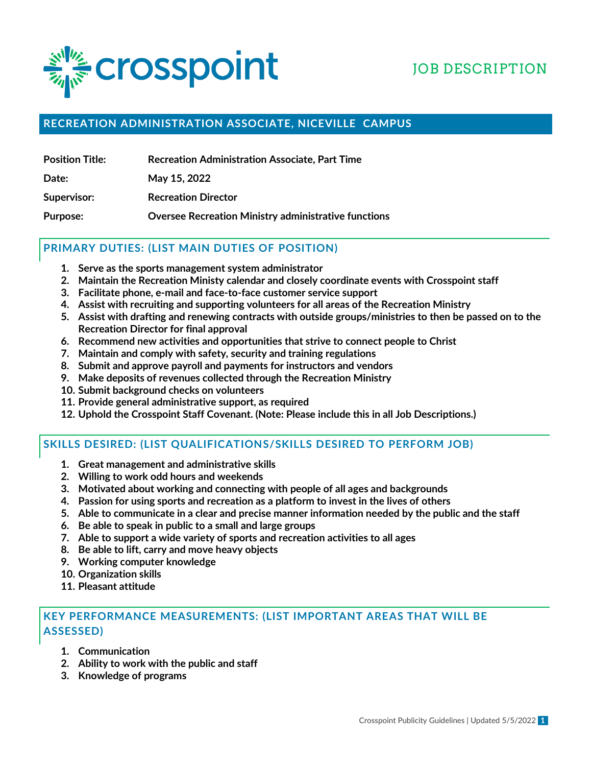crosspoint

JOB DESCRIPTION

## RECREATION ADMINISTRATION ASSOCIATE, NICEVILLE CAMPUS

| | |
|---|---|
| **Position Title:** | **Recreation Administration Associate, Part Time** |
| **Date:** | **May 15, 2022** |
| **Supervisor:** | **Recreation Director** |
| **Purpose:** | **Oversee Recreation Ministry administrative functions** |

### PRIMARY DUTIES: (LIST MAIN DUTIES OF POSITION)

1. **Serve as the sports management system administrator**
2. **Maintain the Recreation Ministy calendar and closely coordinate events with Crosspoint staff**
3. **Facilitate phone, e-mail and face-to-face customer service support**
4. **Assist with recruiting and supporting volunteers for all areas of the Recreation Ministry**
5. **Assist with drafting and renewing contracts with outside groups/ministries to then be passed on to the Recreation Director for final approval**
6. **Recommend new activities and opportunities that strive to connect people to Christ**
7. **Maintain and comply with safety, security and training regulations**
8. **Submit and approve payroll and payments for instructors and vendors**
9. **Make deposits of revenues collected through the Recreation Ministry**
10. **Submit background checks on volunteers**
11. **Provide general administrative support, as required**
12. **Uphold the Crosspoint Staff Covenant. (Note: Please include this in all Job Descriptions.)**

### SKILLS DESIRED: (LIST QUALIFICATIONS/SKILLS DESIRED TO PERFORM JOB)

1. **Great management and administrative skills**
2. **Willing to work odd hours and weekends**
3. **Motivated about working and connecting with people of all ages and backgrounds**
4. **Passion for using sports and recreation as a platform to invest in the lives of others**
5. **Able to communicate in a clear and precise manner information needed by the public and the staff**
6. **Be able to speak in public to a small and large groups**
7. **Able to support a wide variety of sports and recreation activities to all ages**
8. **Be able to lift, carry and move heavy objects**
9. **Working computer knowledge**
10. **Organization skills**
11. **Pleasant attitude**

### KEY PERFORMANCE MEASUREMENTS: (LIST IMPORTANT AREAS THAT WILL BE ASSESSED)

1. **Communication**
2. **Ability to work with the public and staff**
3. **Knowledge of programs**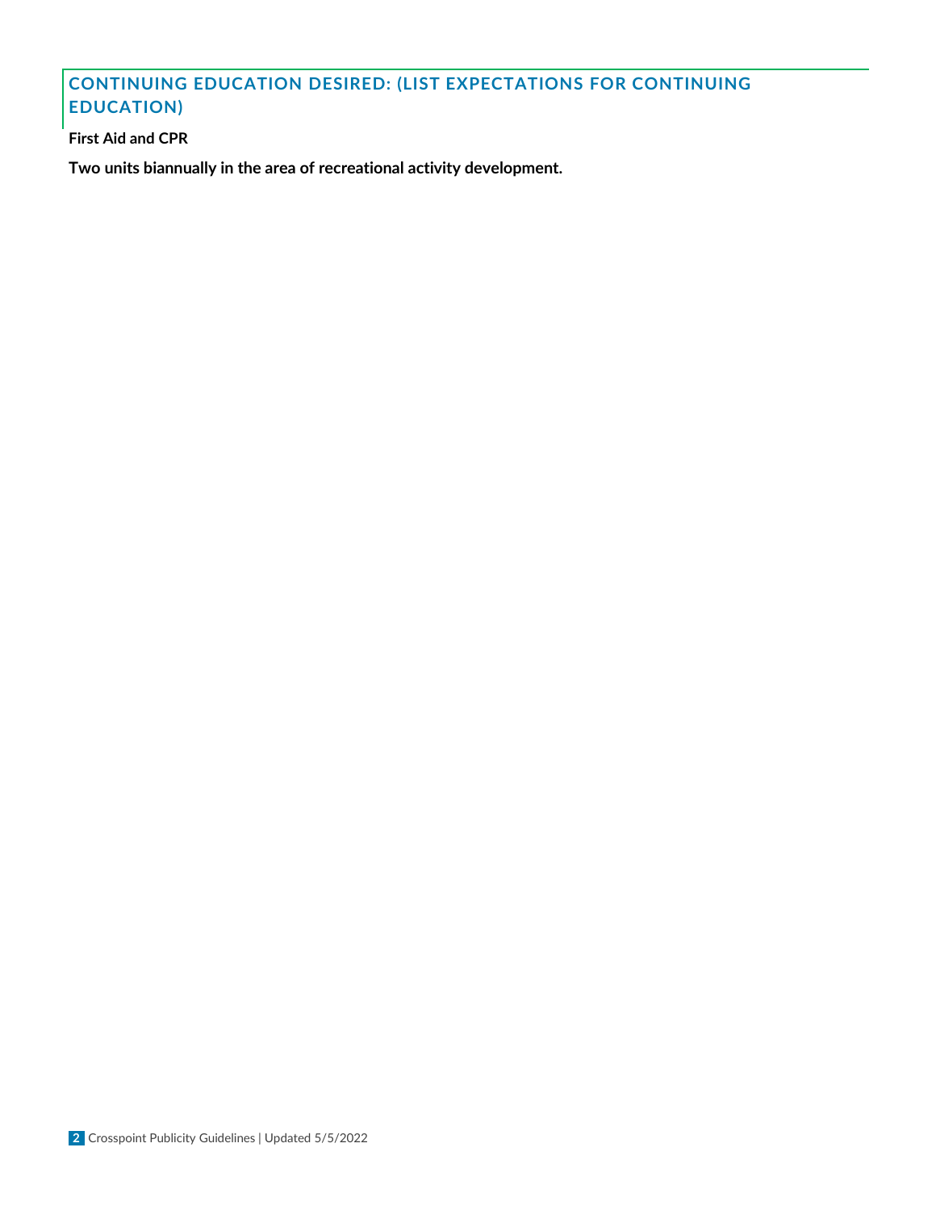## CONTINUING EDUCATION DESIRED: (LIST EXPECTATIONS FOR CONTINUING EDUCATION)

**First Aid and CPR**

**Two units biannually in the area of recreational activity development.**